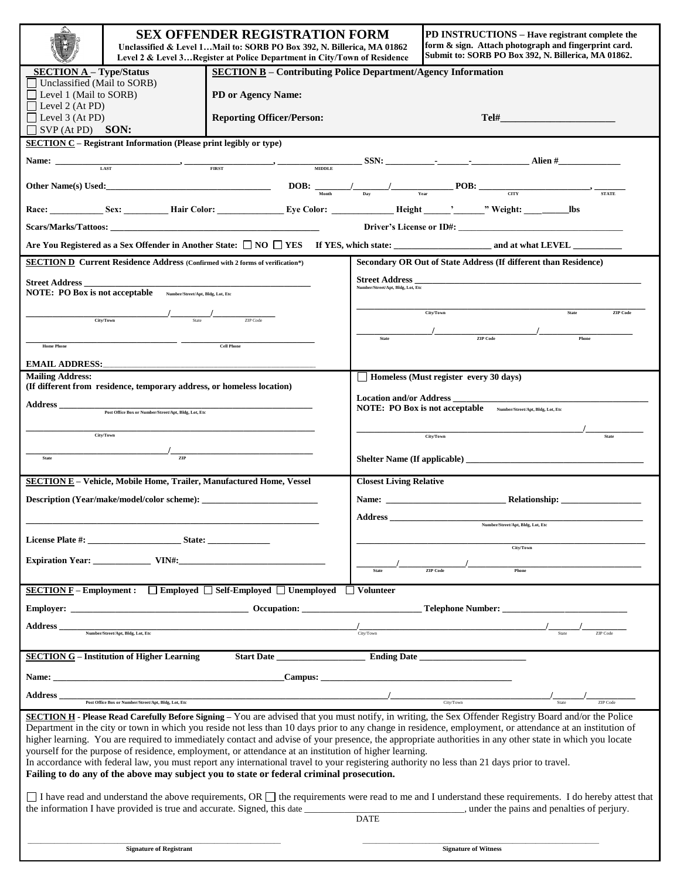# SEX OFFENDER REGISTRATION FORM

**Unclassified & Level 1…Mail to: SORB PO Box 392, N. Billerica, MA 01862**
**Level 2 & Level 3…Register at Police Department in City/Town of Residence**

**PD INSTRUCTIONS – Have registrant complete the form & sign. Attach photograph and fingerprint card. Submit to: SORB PO Box 392, N. Billerica, MA 01862.**

## SECTION A – Type/Status

- ☐ Unclassified (Mail to SORB)
- ☐ Level 1 (Mail to SORB)
- ☐ Level 2 (At PD)
- ☐ Level 3 (At PD)
- ☐ SVP (At PD) **SON:**

## SECTION B – Contributing Police Department/Agency Information

**PD or Agency Name:**

**Reporting Officer/Person:** **Tel#**____________________

## SECTION C – Registrant Information (Please print legibly or type)

**Name:** ______________________ (LAST), ________________ (FIRST), ________________ (MIDDLE) **SSN:** ________-______-__________ **Alien #**____________

**Other Name(s) Used:**______________________________ **DOB:** ______/______/__________ (Month / Day / Year) **POB:** ______________________ (CITY), ______ (STATE)

**Race:** __________ **Sex:** ________ **Hair Color:** ____________ **Eye Color:** ____________ **Height** _____'______" **Weight:** ________lbs

**Scars/Marks/Tattoos:** ________________________________________ **Driver's License or ID#:** ________________________________

**Are You Registered as a Sex Offender in Another State:** ☐ **NO** ☐ **YES** **If YES, which state:** ____________________ **and at what LEVEL** __________

## SECTION D Current Residence Address (Confirmed with 2 forms of verification*)

**Street Address** ______________________________________________ (Number/Street/Apt, Bldg, Lot, Etc)
**NOTE: PO Box is not acceptable**

__________________________/________/______________ (City/Town / State / ZIP Code)

__________________________ __________________________ (Home Phone / Cell Phone)

**EMAIL ADDRESS:**____________________________________________

### Secondary OR Out of State Address (If different than Residence)

**Street Address** ______________________________________________ (Number/Street/Apt, Bldg, Lot, Etc)

______________________________________________________ (City/Town / State / ZIP Code)

________________/______________________/____________________ (State / ZIP Code / Phone)

### Mailing Address:
**(If different from residence, temporary address, or homeless location)**

**Address** ______________________________________________ (Post Office Box or Number/Street/Apt, Bldg, Lot, Etc)

______________________________________________ (City/Town)

__________________________/__________________________ (State / ZIP)

### ☐ Homeless (Must register every 30 days)

**Location and/or Address** ______________________________________ (Number/Street/Apt, Bldg, Lot, Etc)
**NOTE: PO Box is not acceptable**

__________________________________________________/____________ (City/Town / State)

**Shelter Name (If applicable)** ____________________________________

## SECTION E – Vehicle, Mobile Home, Trailer, Manufactured Home, Vessel

**Description (Year/make/model/color scheme):** ______________________

__________________________________________________________

**License Plate #:** ____________________ **State:** _____________

**Expiration Year:** ____________ **VIN#:**______________________________

### Closest Living Relative

**Name:** ________________________ **Relationship:** ________________

**Address** __________________________________________________ (Number/Street/Apt, Bldg, Lot, Etc)

__________________________________________________________ (City/Town)

________/______________/______________________________________ (State / ZIP Code / Phone)

## SECTION F – Employment : ☐ Employed ☐ Self-Employed ☐ Unemployed ☐ Volunteer

**Employer:** ____________________________________ **Occupation:** ________________________ **Telephone Number:** __________________________

**Address** ______________________________________________________ (Number/Street/Apt, Bldg, Lot, Etc) /______________________________________ (City/Town) /______ (State) /__________ (ZIP Code)

## SECTION G – Institution of Higher Learning **Start Date** __________________ **Ending Date** ______________________

**Name:** ______________________________________________**Campus:** ________________________________________

**Address** ______________________________________________________________ (Post Office Box or Number/Street/Apt, Bldg, Lot, Etc) /________________________________ (City/Town) /______ (State) /__________ (ZIP Code)

## SECTION H - Please Read Carefully Before Signing

You are advised that you must notify, in writing, the Sex Offender Registry Board and/or the Police Department in the city or town in which you reside not less than 10 days prior to any change in residence, employment, or attendance at an institution of higher learning. You are required to immediately contact and advise of your presence, the appropriate authorities in any other state in which you locate yourself for the purpose of residence, employment, or attendance at an institution of higher learning.
In accordance with federal law, you must report any international travel to your registering authority no less than 21 days prior to travel.
**Failing to do any of the above may subject you to state or federal criminal prosecution.**

☐ I have read and understand the above requirements, OR ☐ the requirements were read to me and I understand these requirements. I do hereby attest that the information I have provided is true and accurate. Signed, this date ______________________________ (DATE), under the pains and penalties of perjury.

______________________________________________ **Signature of Registrant**

______________________________________________ **Signature of Witness**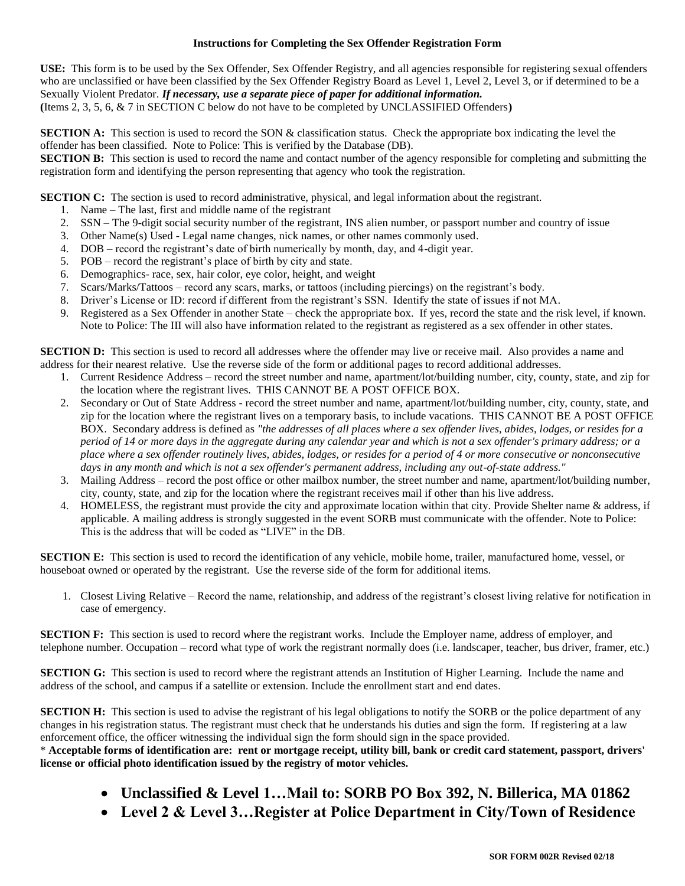# Instructions for Completing the Sex Offender Registration Form

**USE:** This form is to be used by the Sex Offender, Sex Offender Registry, and all agencies responsible for registering sexual offenders who are unclassified or have been classified by the Sex Offender Registry Board as Level 1, Level 2, Level 3, or if determined to be a Sexually Violent Predator. ***If necessary, use a separate piece of paper for additional information.***
**(**Items 2, 3, 5, 6, & 7 in SECTION C below do not have to be completed by UNCLASSIFIED Offenders**)**

**SECTION A:** This section is used to record the SON & classification status. Check the appropriate box indicating the level the offender has been classified. Note to Police: This is verified by the Database (DB).

**SECTION B:** This section is used to record the name and contact number of the agency responsible for completing and submitting the registration form and identifying the person representing that agency who took the registration.

**SECTION C:** The section is used to record administrative, physical, and legal information about the registrant.

1. Name – The last, first and middle name of the registrant
2. SSN – The 9-digit social security number of the registrant, INS alien number, or passport number and country of issue
3. Other Name(s) Used - Legal name changes, nick names, or other names commonly used.
4. DOB – record the registrant's date of birth numerically by month, day, and 4-digit year.
5. POB – record the registrant's place of birth by city and state.
6. Demographics- race, sex, hair color, eye color, height, and weight
7. Scars/Marks/Tattoos – record any scars, marks, or tattoos (including piercings) on the registrant's body.
8. Driver's License or ID: record if different from the registrant's SSN. Identify the state of issues if not MA.
9. Registered as a Sex Offender in another State – check the appropriate box. If yes, record the state and the risk level, if known. Note to Police: The III will also have information related to the registrant as registered as a sex offender in other states.

**SECTION D:** This section is used to record all addresses where the offender may live or receive mail. Also provides a name and address for their nearest relative. Use the reverse side of the form or additional pages to record additional addresses.

1. Current Residence Address – record the street number and name, apartment/lot/building number, city, county, state, and zip for the location where the registrant lives. THIS CANNOT BE A POST OFFICE BOX.
2. Secondary or Out of State Address - record the street number and name, apartment/lot/building number, city, county, state, and zip for the location where the registrant lives on a temporary basis, to include vacations. THIS CANNOT BE A POST OFFICE BOX. Secondary address is defined as *"the addresses of all places where a sex offender lives, abides, lodges, or resides for a period of 14 or more days in the aggregate during any calendar year and which is not a sex offender's primary address; or a place where a sex offender routinely lives, abides, lodges, or resides for a period of 4 or more consecutive or nonconsecutive days in any month and which is not a sex offender's permanent address, including any out-of-state address."*
3. Mailing Address – record the post office or other mailbox number, the street number and name, apartment/lot/building number, city, county, state, and zip for the location where the registrant receives mail if other than his live address.
4. HOMELESS, the registrant must provide the city and approximate location within that city. Provide Shelter name & address, if applicable. A mailing address is strongly suggested in the event SORB must communicate with the offender. Note to Police: This is the address that will be coded as "LIVE" in the DB.

**SECTION E:** This section is used to record the identification of any vehicle, mobile home, trailer, manufactured home, vessel, or houseboat owned or operated by the registrant. Use the reverse side of the form for additional items.

1. Closest Living Relative – Record the name, relationship, and address of the registrant's closest living relative for notification in case of emergency.

**SECTION F:** This section is used to record where the registrant works. Include the Employer name, address of employer, and telephone number. Occupation – record what type of work the registrant normally does (i.e. landscaper, teacher, bus driver, framer, etc.)

**SECTION G:** This section is used to record where the registrant attends an Institution of Higher Learning. Include the name and address of the school, and campus if a satellite or extension. Include the enrollment start and end dates.

**SECTION H:** This section is used to advise the registrant of his legal obligations to notify the SORB or the police department of any changes in his registration status. The registrant must check that he understands his duties and sign the form. If registering at a law enforcement office, the officer witnessing the individual sign the form should sign in the space provided.
\* **Acceptable forms of identification are: rent or mortgage receipt, utility bill, bank or credit card statement, passport, drivers' license or official photo identification issued by the registry of motor vehicles.**

- **Unclassified & Level 1…Mail to: SORB PO Box 392, N. Billerica, MA 01862**
- **Level 2 & Level 3…Register at Police Department in City/Town of Residence**

**SOR FORM 002R Revised 02/18**